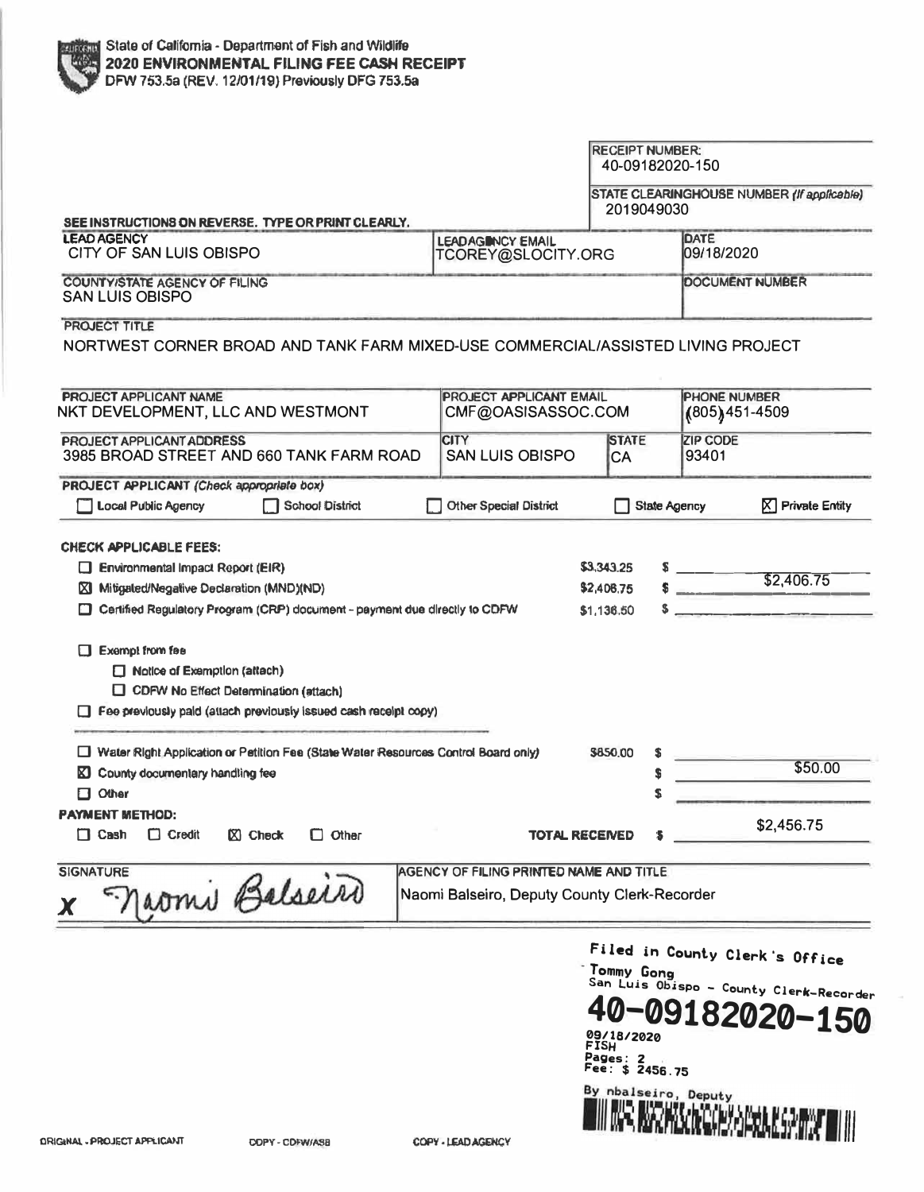State of California - Department of Fish and Wildlife
**2020 ENVIRONMENTAL FILING FEE CASH RECEIPT**
DFW 753.5a (REV. 12/01/19) Previously DFG 753.5a

RECEIPT NUMBER:
40-09182020-150

STATE CLEARINGHOUSE NUMBER *(If applicable)*
2019049030

SEE INSTRUCTIONS ON REVERSE. TYPE OR PRINT CLEARLY.

| LEAD AGENCY | LEADAGENCY EMAIL | DATE |
|---|---|---|
| CITY OF SAN LUIS OBISPO | TCOREY@SLOCITY.ORG | 09/18/2020 |

| COUNTY/STATE AGENCY OF FILING | DOCUMENT NUMBER |
|---|---|
| SAN LUIS OBISPO | |

PROJECT TITLE
NORTWEST CORNER BROAD AND TANK FARM MIXED-USE COMMERCIAL/ASSISTED LIVING PROJECT

| PROJECT APPLICANT NAME | PROJECT APPLICANT EMAIL | | PHONE NUMBER |
|---|---|---|---|
| NKT DEVELOPMENT, LLC AND WESTMONT | CMF@OASISASSOC.COM | | (805) 451-4509 |
| **PROJECT APPLICANT ADDRESS** | **CITY** | **STATE** | **ZIP CODE** |
| 3985 BROAD STREET AND 660 TANK FARM ROAD | SAN LUIS OBISPO | CA | 93401 |

**PROJECT APPLICANT** *(Check appropriate box)*

☐ Local Public Agency ☐ School District ☐ Other Special District ☐ State Agency ☒ Private Entity

**CHECK APPLICABLE FEES:**

| | | |
|---|---|---|
| ☐ Environmental Impact Report (EIR) | $3,343.25 | $ |
| ☒ Mitigated/Negative Declaration (MND)(ND) | $2,406.75 | $ $2,406.75 |
| ☐ Certified Regulatory Program (CRP) document - payment due directly to CDFW | $1,136.50 | $ |

☐ Exempt from fee
- ☐ Notice of Exemption (attach)
- ☐ CDFW No Effect Determination (attach)

☐ Fee previously paid (attach previously issued cash receipt copy)

| | | |
|---|---|---|
| ☐ Water Right Application or Petition Fee (State Water Resources Control Board only) | $850.00 | $ |
| ☒ County documentary handling fee | | $ $50.00 |
| ☐ Other | | $ |

**PAYMENT METHOD:**
☐ Cash ☐ Credit ☒ Check ☐ Other

**TOTAL RECEIVED** $ $2,456.75

| SIGNATURE | AGENCY OF FILING PRINTED NAME AND TITLE |
|---|---|
| X Naomi Balseiro | Naomi Balseiro, Deputy County Clerk-Recorder |

Filed in County Clerk's Office
Tommy Gong
San Luis Obispo - County Clerk-Recorder
**40-09182020-150**
09/18/2020
FISH
Pages: 2
Fee: $ 2456.75
By nbalseiro, Deputy

ORIGINAL - PROJECT APPLICANT COPY - CDFW/ASB COPY - LEAD AGENCY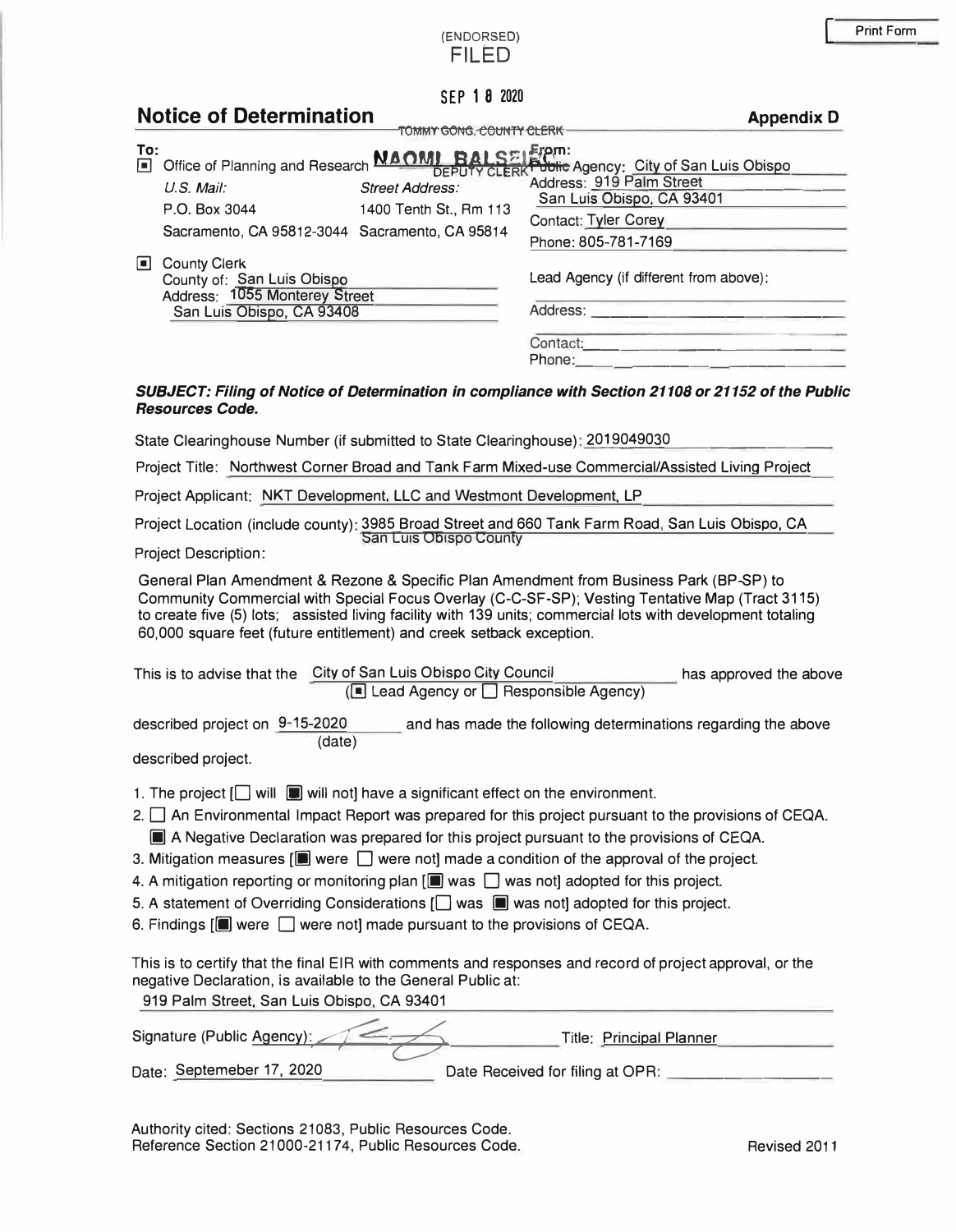(ENDORSED)
FILED

SEP 18 2020

TOMMY GONG, COUNTY CLERK
NAOMI BALSELL
DEPUTY CLERK

Print Form

## Notice of Determination

**Appendix D**

**To:**

- [■] Office of Planning and Research

  *U.S. Mail:*
  P.O. Box 3044
  Sacramento, CA 95812-3044

  *Street Address:*
  1400 Tenth St., Rm 113
  Sacramento, CA 95814

- [■] County Clerk
  County of: San Luis Obispo
  Address: 1055 Monterey Street
  San Luis Obispo, CA 93408

**From:**

Public Agency: City of San Luis Obispo
Address: 919 Palm Street
San Luis Obispo, CA 93401
Contact: Tyler Corey
Phone: 805-781-7169

Lead Agency (if different from above):

Address:

Contact:
Phone:

***SUBJECT: Filing of Notice of Determination in compliance with Section 21108 or 21152 of the Public Resources Code.***

State Clearinghouse Number (if submitted to State Clearinghouse): 2019049030

Project Title: Northwest Corner Broad and Tank Farm Mixed-use Commercial/Assisted Living Project

Project Applicant: NKT Development, LLC and Westmont Development, LP

Project Location (include county): 3985 Broad Street and 660 Tank Farm Road, San Luis Obispo, CA
San Luis Obispo County

Project Description:

General Plan Amendment & Rezone & Specific Plan Amendment from Business Park (BP-SP) to Community Commercial with Special Focus Overlay (C-C-SF-SP); Vesting Tentative Map (Tract 3115) to create five (5) lots; assisted living facility with 139 units; commercial lots with development totaling 60,000 square feet (future entitlement) and creek setback exception.

This is to advise that the City of San Luis Obispo City Council ([■] Lead Agency or [ ] Responsible Agency) has approved the above described project on 9-15-2020 (date) and has made the following determinations regarding the above described project.

1. The project [ ] will [■] will not] have a significant effect on the environment.
2. [ ] An Environmental Impact Report was prepared for this project pursuant to the provisions of CEQA.
   [■] A Negative Declaration was prepared for this project pursuant to the provisions of CEQA.
3. Mitigation measures [[■] were [ ] were not] made a condition of the approval of the project.
4. A mitigation reporting or monitoring plan [[■] was [ ] was not] adopted for this project.
5. A statement of Overriding Considerations [[ ] was [■] was not] adopted for this project.
6. Findings [[■] were [ ] were not] made pursuant to the provisions of CEQA.

This is to certify that the final EIR with comments and responses and record of project approval, or the negative Declaration, is available to the General Public at:

919 Palm Street, San Luis Obispo, CA 93401

Signature (Public Agency): [signature] Title: Principal Planner

Date: Septemeber 17, 2020 Date Received for filing at OPR:

Authority cited: Sections 21083, Public Resources Code.
Reference Section 21000-21174, Public Resources Code.

Revised 2011